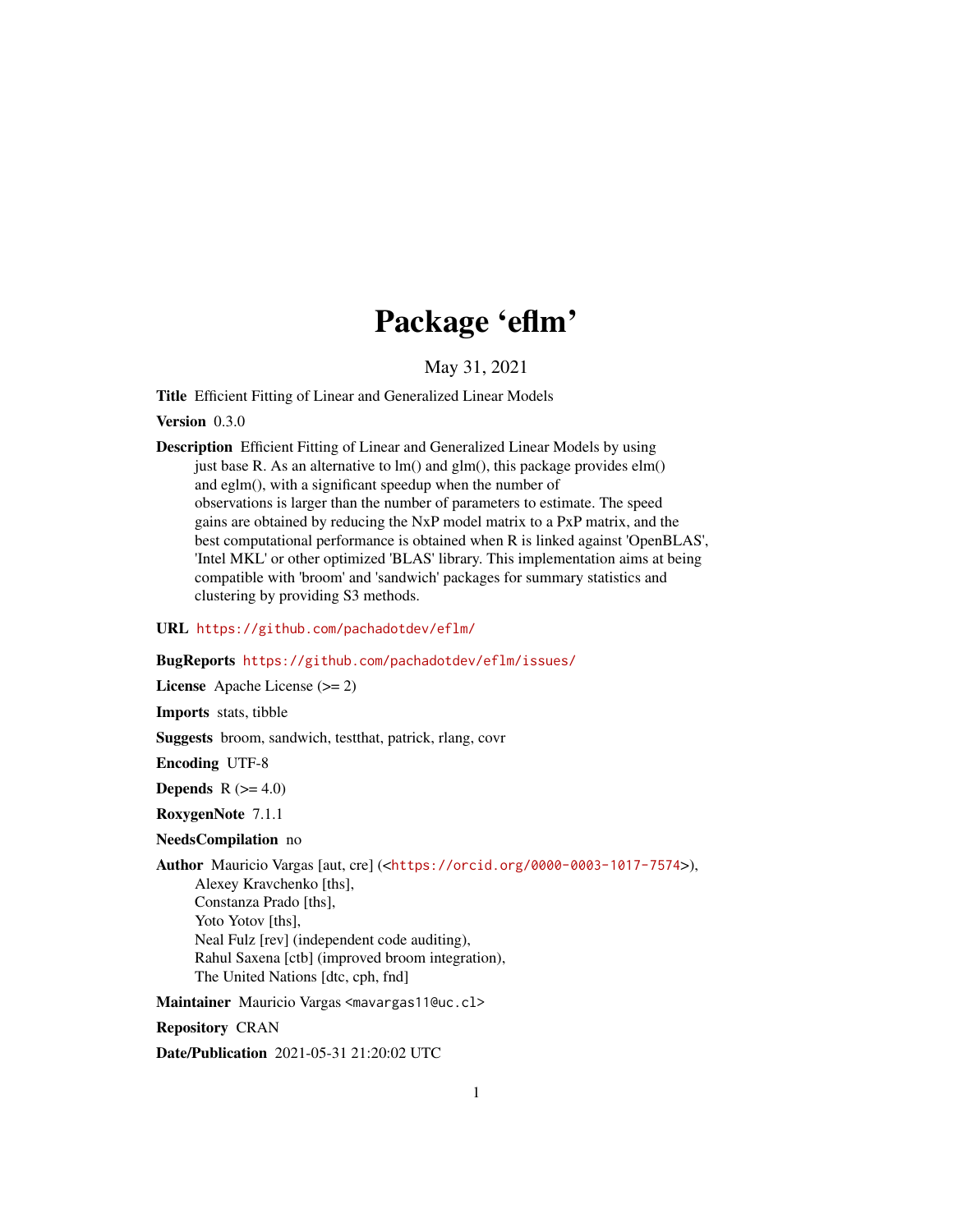# Package 'eflm'

May 31, 2021

**Title** Efficient Fitting of Linear and Generalized Linear Models

**Version** 0.3.0

**Description** Efficient Fitting of Linear and Generalized Linear Models by using just base R. As an alternative to lm() and glm(), this package provides elm() and eglm(), with a significant speedup when the number of observations is larger than the number of parameters to estimate. The speed gains are obtained by reducing the NxP model matrix to a PxP matrix, and the best computational performance is obtained when R is linked against 'OpenBLAS', 'Intel MKL' or other optimized 'BLAS' library. This implementation aims at being compatible with 'broom' and 'sandwich' packages for summary statistics and clustering by providing S3 methods.

**URL** https://github.com/pachadotdev/eflm/

**BugReports** https://github.com/pachadotdev/eflm/issues/

**License** Apache License (>= 2)

**Imports** stats, tibble

**Suggests** broom, sandwich, testthat, patrick, rlang, covr

**Encoding** UTF-8

**Depends** R (>= 4.0)

**RoxygenNote** 7.1.1

**NeedsCompilation** no

**Author** Mauricio Vargas [aut, cre] (<https://orcid.org/0000-0003-1017-7574>),
Alexey Kravchenko [ths],
Constanza Prado [ths],
Yoto Yotov [ths],
Neal Fulz [rev] (independent code auditing),
Rahul Saxena [ctb] (improved broom integration),
The United Nations [dtc, cph, fnd]

**Maintainer** Mauricio Vargas <mavargas11@uc.cl>

**Repository** CRAN

**Date/Publication** 2021-05-31 21:20:02 UTC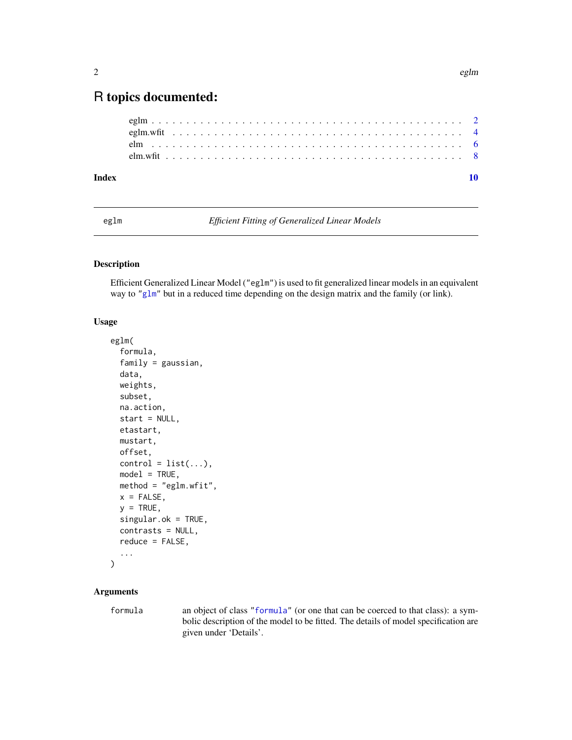# R topics documented:

eglm . . . . . . . . . . . . . . . . . . . . . . . . . . . . . . . . . . . . . . . . . . . . 2
eglm.wfit . . . . . . . . . . . . . . . . . . . . . . . . . . . . . . . . . . . . . . . . . 4
elm . . . . . . . . . . . . . . . . . . . . . . . . . . . . . . . . . . . . . . . . . . . . . 6
elm.wfit . . . . . . . . . . . . . . . . . . . . . . . . . . . . . . . . . . . . . . . . . . 8

**Index** **10**

---

`eglm` *Efficient Fitting of Generalized Linear Models*

---

## Description

Efficient Generalized Linear Model ("`eglm`") is used to fit generalized linear models in an equivalent way to "`glm`" but in a reduced time depending on the design matrix and the family (or link).

## Usage

```
eglm(
  formula,
  family = gaussian,
  data,
  weights,
  subset,
  na.action,
  start = NULL,
  etastart,
  mustart,
  offset,
  control = list(...),
  model = TRUE,
  method = "eglm.wfit",
  x = FALSE,
  y = TRUE,
  singular.ok = TRUE,
  contrasts = NULL,
  reduce = FALSE,
  ...
)
```

## Arguments

| | |
|---|---|
| `formula` | an object of class "`formula`" (or one that can be coerced to that class): a symbolic description of the model to be fitted. The details of model specification are given under 'Details'. |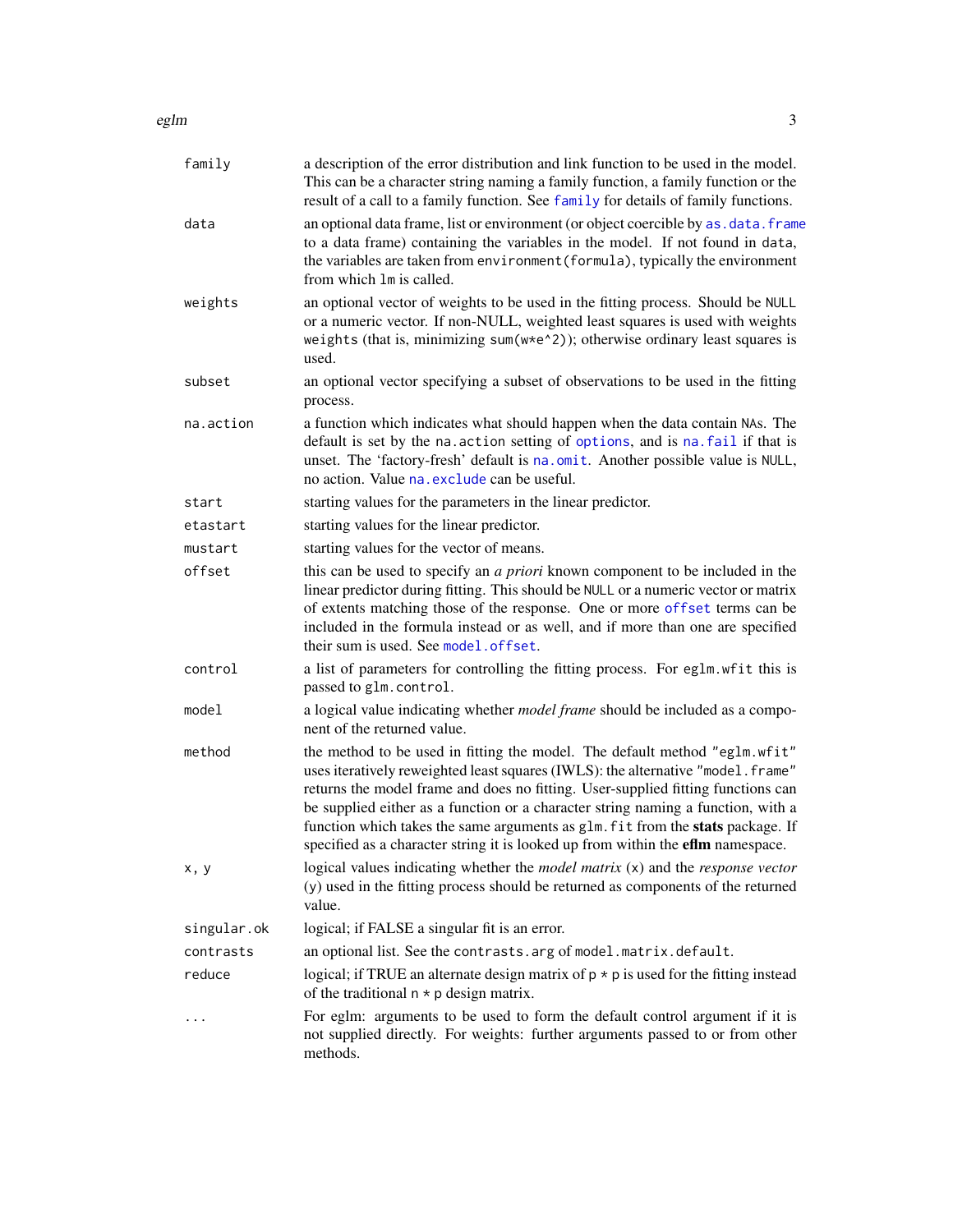| | |
|---|---|
| `family` | a description of the error distribution and link function to be used in the model. This can be a character string naming a family function, a family function or the result of a call to a family function. See `family` for details of family functions. |
| `data` | an optional data frame, list or environment (or object coercible by `as.data.frame` to a data frame) containing the variables in the model. If not found in `data`, the variables are taken from `environment(formula)`, typically the environment from which `lm` is called. |
| `weights` | an optional vector of weights to be used in the fitting process. Should be `NULL` or a numeric vector. If non-NULL, weighted least squares is used with weights `weights` (that is, minimizing `sum(w*e^2)`); otherwise ordinary least squares is used. |
| `subset` | an optional vector specifying a subset of observations to be used in the fitting process. |
| `na.action` | a function which indicates what should happen when the data contain `NA`s. The default is set by the `na.action` setting of `options`, and is `na.fail` if that is unset. The 'factory-fresh' default is `na.omit`. Another possible value is `NULL`, no action. Value `na.exclude` can be useful. |
| `start` | starting values for the parameters in the linear predictor. |
| `etastart` | starting values for the linear predictor. |
| `mustart` | starting values for the vector of means. |
| `offset` | this can be used to specify an *a priori* known component to be included in the linear predictor during fitting. This should be `NULL` or a numeric vector or matrix of extents matching those of the response. One or more `offset` terms can be included in the formula instead or as well, and if more than one are specified their sum is used. See `model.offset`. |
| `control` | a list of parameters for controlling the fitting process. For `eglm.wfit` this is passed to `glm.control`. |
| `model` | a logical value indicating whether *model frame* should be included as a component of the returned value. |
| `method` | the method to be used in fitting the model. The default method `"eglm.wfit"` uses iteratively reweighted least squares (IWLS): the alternative `"model.frame"` returns the model frame and does no fitting. User-supplied fitting functions can be supplied either as a function or a character string naming a function, with a function which takes the same arguments as `glm.fit` from the **stats** package. If specified as a character string it is looked up from within the **eflm** namespace. |
| `x, y` | logical values indicating whether the *model matrix* (`x`) and the *response vector* (`y`) used in the fitting process should be returned as components of the returned value. |
| `singular.ok` | logical; if FALSE a singular fit is an error. |
| `contrasts` | an optional list. See the `contrasts.arg` of `model.matrix.default`. |
| `reduce` | logical; if TRUE an alternate design matrix of `p * p` is used for the fitting instead of the traditional `n * p` design matrix. |
| `...` | For eglm: arguments to be used to form the default control argument if it is not supplied directly. For weights: further arguments passed to or from other methods. |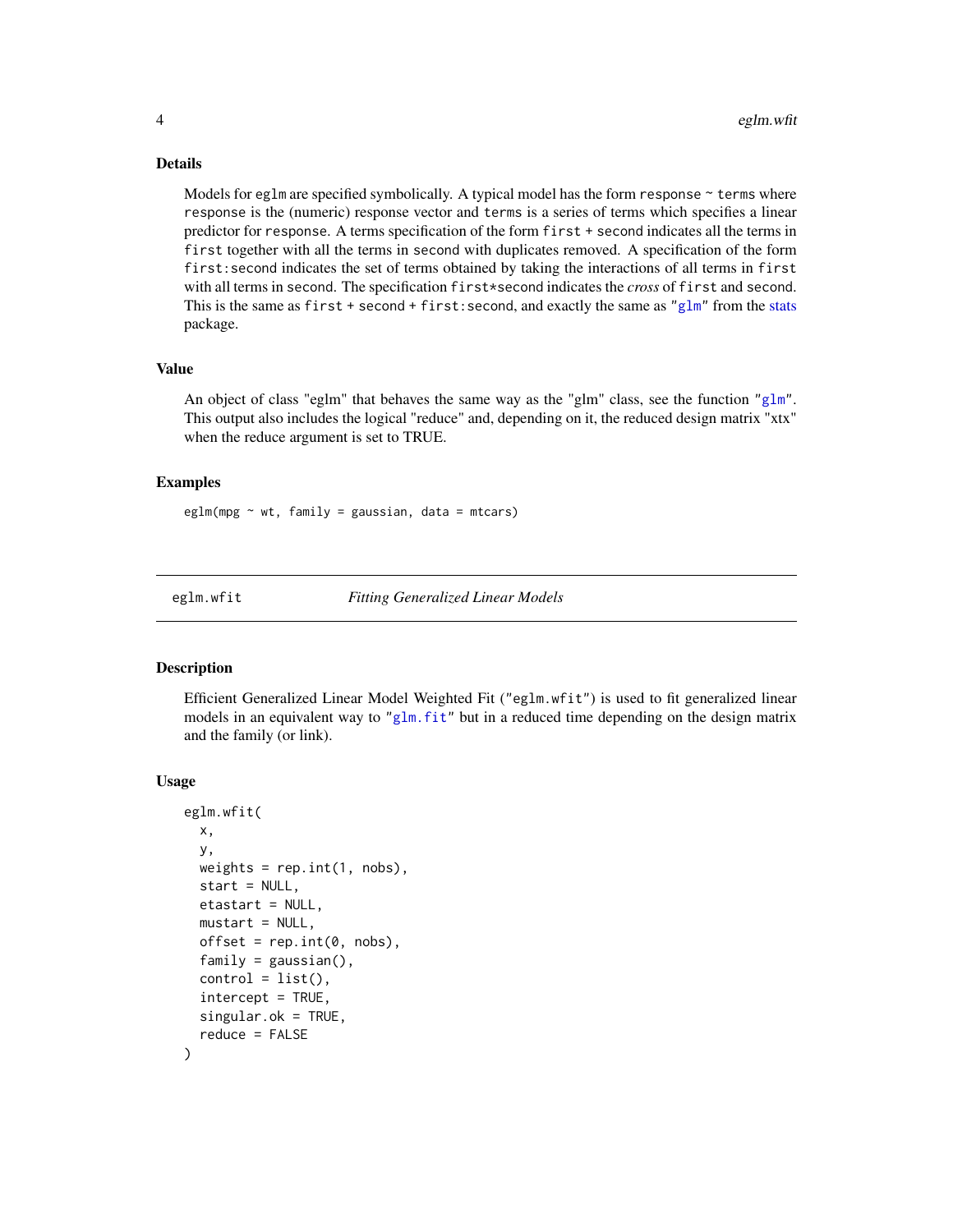## Details

Models for `eglm` are specified symbolically. A typical model has the form `response ~ terms` where `response` is the (numeric) response vector and `terms` is a series of terms which specifies a linear predictor for `response`. A terms specification of the form `first + second` indicates all the terms in `first` together with all the terms in `second` with duplicates removed. A specification of the form `first:second` indicates the set of terms obtained by taking the interactions of all terms in `first` with all terms in `second`. The specification `first*second` indicates the *cross* of `first` and `second`. This is the same as `first + second + first:second`, and exactly the same as "`glm`" from the stats package.

## Value

An object of class "eglm" that behaves the same way as the "glm" class, see the function "`glm`". This output also includes the logical "reduce" and, depending on it, the reduced design matrix "xtx" when the reduce argument is set to TRUE.

## Examples

```
eglm(mpg ~ wt, family = gaussian, data = mtcars)
```

---

# eglm.wfit — *Fitting Generalized Linear Models*

## Description

Efficient Generalized Linear Model Weighted Fit ("`eglm.wfit`") is used to fit generalized linear models in an equivalent way to "`glm.fit`" but in a reduced time depending on the design matrix and the family (or link).

## Usage

```
eglm.wfit(
  x,
  y,
  weights = rep.int(1, nobs),
  start = NULL,
  etastart = NULL,
  mustart = NULL,
  offset = rep.int(0, nobs),
  family = gaussian(),
  control = list(),
  intercept = TRUE,
  singular.ok = TRUE,
  reduce = FALSE
)
```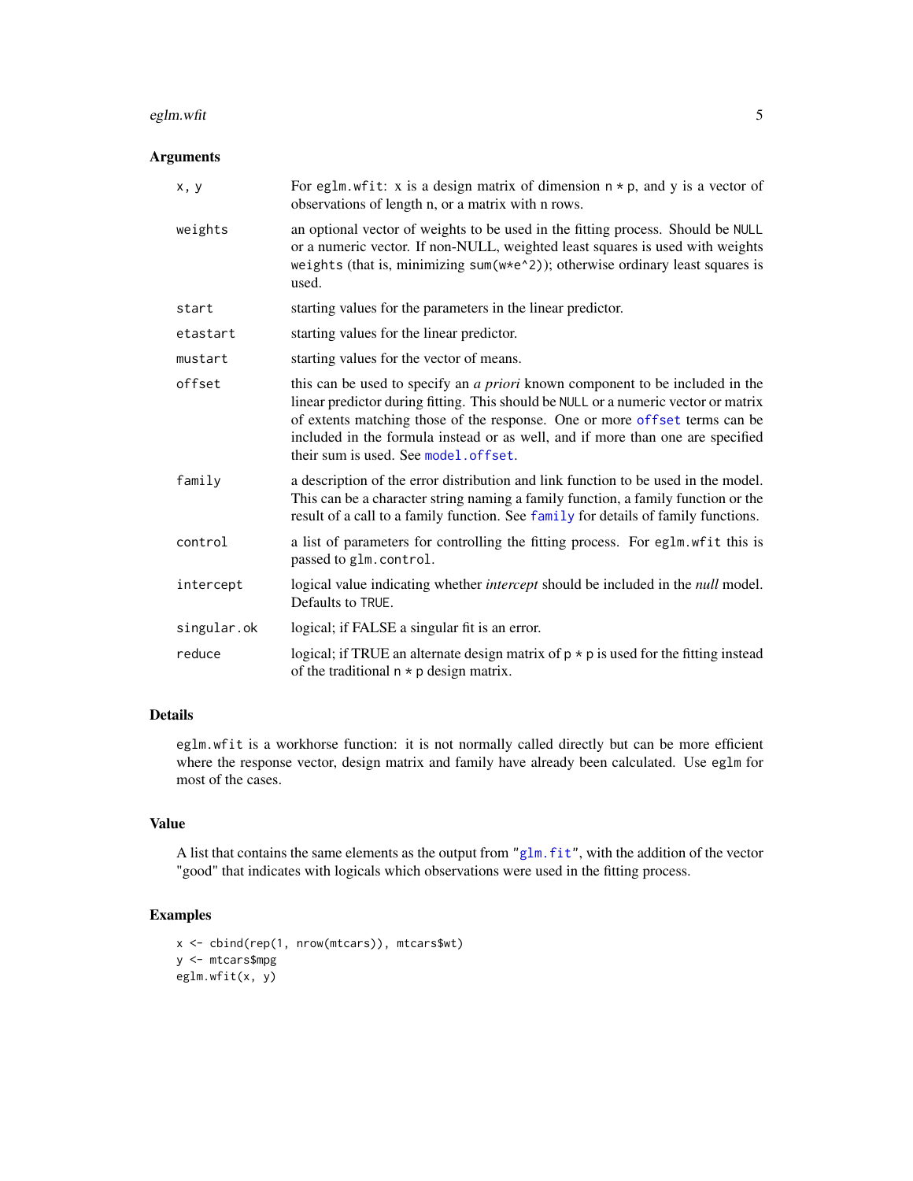### Arguments

| | |
|---|---|
| `x, y` | For `eglm.wfit`: x is a design matrix of dimension `n * p`, and y is a vector of observations of length n, or a matrix with n rows. |
| `weights` | an optional vector of weights to be used in the fitting process. Should be `NULL` or a numeric vector. If non-NULL, weighted least squares is used with weights `weights` (that is, minimizing `sum(w*e^2)`); otherwise ordinary least squares is used. |
| `start` | starting values for the parameters in the linear predictor. |
| `etastart` | starting values for the linear predictor. |
| `mustart` | starting values for the vector of means. |
| `offset` | this can be used to specify an *a priori* known component to be included in the linear predictor during fitting. This should be `NULL` or a numeric vector or matrix of extents matching those of the response. One or more `offset` terms can be included in the formula instead or as well, and if more than one are specified their sum is used. See `model.offset`. |
| `family` | a description of the error distribution and link function to be used in the model. This can be a character string naming a family function, a family function or the result of a call to a family function. See `family` for details of family functions. |
| `control` | a list of parameters for controlling the fitting process. For `eglm.wfit` this is passed to `glm.control`. |
| `intercept` | logical value indicating whether *intercept* should be included in the *null* model. Defaults to `TRUE`. |
| `singular.ok` | logical; if FALSE a singular fit is an error. |
| `reduce` | logical; if TRUE an alternate design matrix of `p * p` is used for the fitting instead of the traditional `n * p` design matrix. |

### Details

`eglm.wfit` is a workhorse function: it is not normally called directly but can be more efficient where the response vector, design matrix and family have already been calculated. Use `eglm` for most of the cases.

### Value

A list that contains the same elements as the output from "`glm.fit`", with the addition of the vector "good" that indicates with logicals which observations were used in the fitting process.

### Examples

```
x <- cbind(rep(1, nrow(mtcars)), mtcars$wt)
y <- mtcars$mpg
eglm.wfit(x, y)
```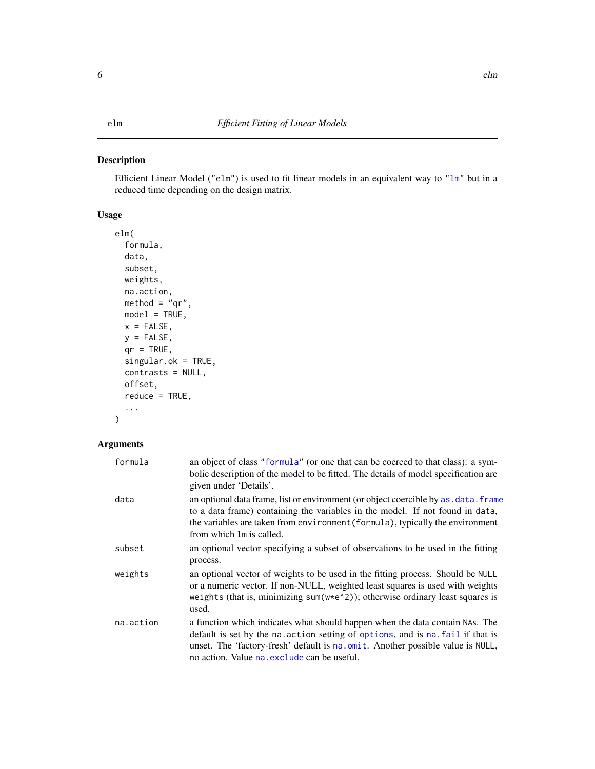elm — *Efficient Fitting of Linear Models*

## Description

Efficient Linear Model ("elm") is used to fit linear models in an equivalent way to "lm" but in a reduced time depending on the design matrix.

## Usage

```
elm(
  formula,
  data,
  subset,
  weights,
  na.action,
  method = "qr",
  model = TRUE,
  x = FALSE,
  y = FALSE,
  qr = TRUE,
  singular.ok = TRUE,
  contrasts = NULL,
  offset,
  reduce = TRUE,
  ...
)
```

## Arguments

| | |
|---|---|
| formula | an object of class "formula" (or one that can be coerced to that class): a symbolic description of the model to be fitted. The details of model specification are given under 'Details'. |
| data | an optional data frame, list or environment (or object coercible by as.data.frame to a data frame) containing the variables in the model. If not found in data, the variables are taken from environment(formula), typically the environment from which lm is called. |
| subset | an optional vector specifying a subset of observations to be used in the fitting process. |
| weights | an optional vector of weights to be used in the fitting process. Should be NULL or a numeric vector. If non-NULL, weighted least squares is used with weights weights (that is, minimizing sum(w*e^2)); otherwise ordinary least squares is used. |
| na.action | a function which indicates what should happen when the data contain NAs. The default is set by the na.action setting of options, and is na.fail if that is unset. The 'factory-fresh' default is na.omit. Another possible value is NULL, no action. Value na.exclude can be useful. |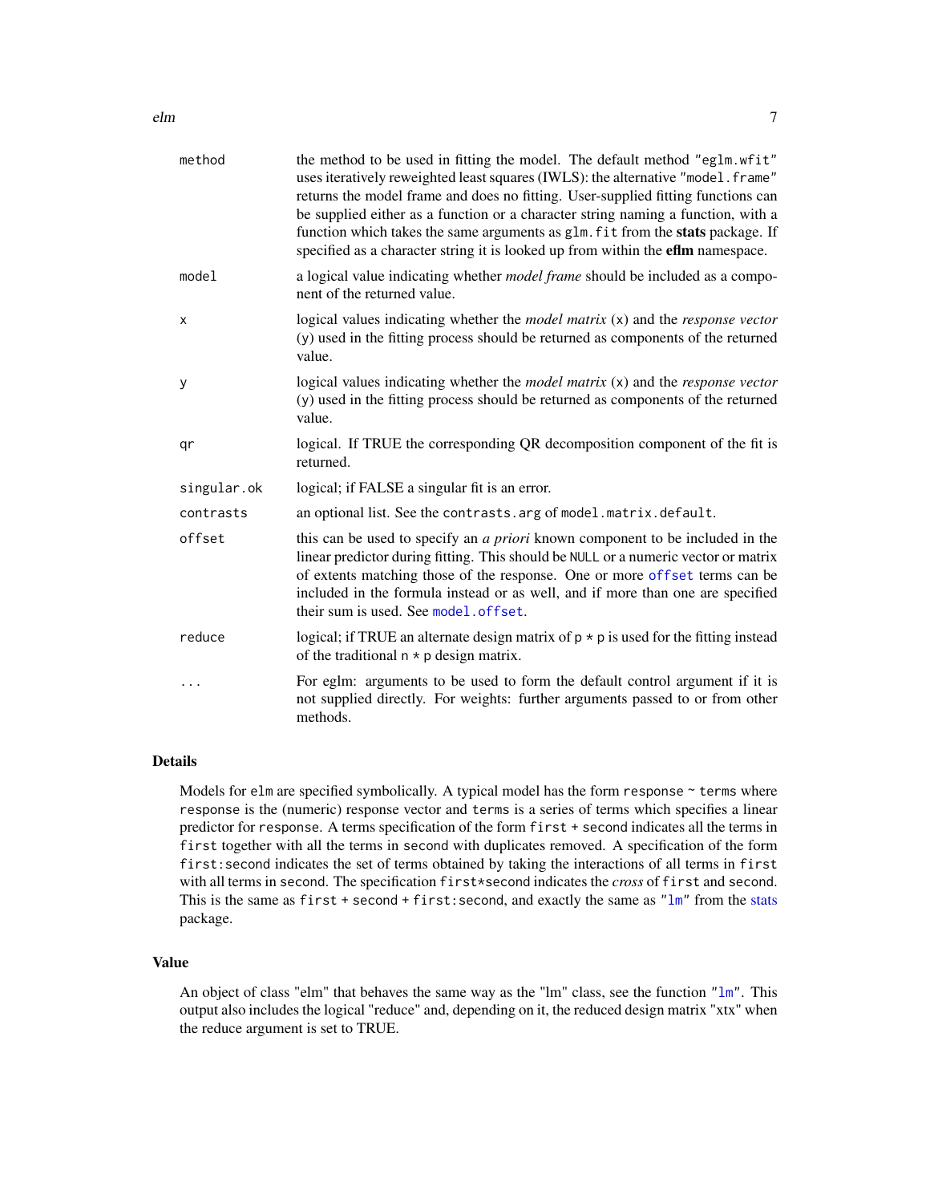| | |
|---|---|
| method | the method to be used in fitting the model. The default method "eglm.wfit" uses iteratively reweighted least squares (IWLS): the alternative "model.frame" returns the model frame and does no fitting. User-supplied fitting functions can be supplied either as a function or a character string naming a function, with a function which takes the same arguments as glm.fit from the **stats** package. If specified as a character string it is looked up from within the **eflm** namespace. |
| model | a logical value indicating whether *model frame* should be included as a component of the returned value. |
| x | logical values indicating whether the *model matrix* (x) and the *response vector* (y) used in the fitting process should be returned as components of the returned value. |
| y | logical values indicating whether the *model matrix* (x) and the *response vector* (y) used in the fitting process should be returned as components of the returned value. |
| qr | logical. If TRUE the corresponding QR decomposition component of the fit is returned. |
| singular.ok | logical; if FALSE a singular fit is an error. |
| contrasts | an optional list. See the contrasts.arg of model.matrix.default. |
| offset | this can be used to specify an *a priori* known component to be included in the linear predictor during fitting. This should be NULL or a numeric vector or matrix of extents matching those of the response. One or more offset terms can be included in the formula instead or as well, and if more than one are specified their sum is used. See model.offset. |
| reduce | logical; if TRUE an alternate design matrix of p * p is used for the fitting instead of the traditional n * p design matrix. |
| ... | For eglm: arguments to be used to form the default control argument if it is not supplied directly. For weights: further arguments passed to or from other methods. |

## Details

Models for elm are specified symbolically. A typical model has the form response ~ terms where response is the (numeric) response vector and terms is a series of terms which specifies a linear predictor for response. A terms specification of the form first + second indicates all the terms in first together with all the terms in second with duplicates removed. A specification of the form first:second indicates the set of terms obtained by taking the interactions of all terms in first with all terms in second. The specification first*second indicates the *cross* of first and second. This is the same as first + second + first:second, and exactly the same as "lm" from the stats package.

## Value

An object of class "elm" that behaves the same way as the "lm" class, see the function "lm". This output also includes the logical "reduce" and, depending on it, the reduced design matrix "xtx" when the reduce argument is set to TRUE.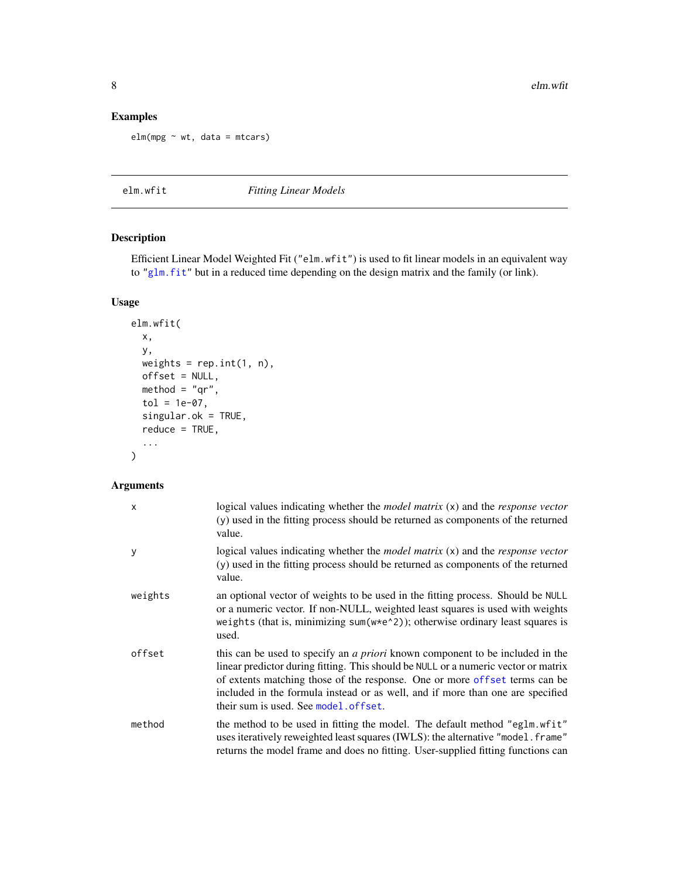## Examples

```
elm(mpg ~ wt, data = mtcars)
```

## elm.wfit — *Fitting Linear Models*

### Description

Efficient Linear Model Weighted Fit ("elm.wfit") is used to fit linear models in an equivalent way to "glm.fit" but in a reduced time depending on the design matrix and the family (or link).

### Usage

```
elm.wfit(
  x,
  y,
  weights = rep.int(1, n),
  offset = NULL,
  method = "qr",
  tol = 1e-07,
  singular.ok = TRUE,
  reduce = TRUE,
  ...
)
```

### Arguments

| | |
|---|---|
| x | logical values indicating whether the *model matrix* (x) and the *response vector* (y) used in the fitting process should be returned as components of the returned value. |
| y | logical values indicating whether the *model matrix* (x) and the *response vector* (y) used in the fitting process should be returned as components of the returned value. |
| weights | an optional vector of weights to be used in the fitting process. Should be NULL or a numeric vector. If non-NULL, weighted least squares is used with weights weights (that is, minimizing sum(w*e^2)); otherwise ordinary least squares is used. |
| offset | this can be used to specify an *a priori* known component to be included in the linear predictor during fitting. This should be NULL or a numeric vector or matrix of extents matching those of the response. One or more offset terms can be included in the formula instead or as well, and if more than one are specified their sum is used. See model.offset. |
| method | the method to be used in fitting the model. The default method "eglm.wfit" uses iteratively reweighted least squares (IWLS): the alternative "model.frame" returns the model frame and does no fitting. User-supplied fitting functions can |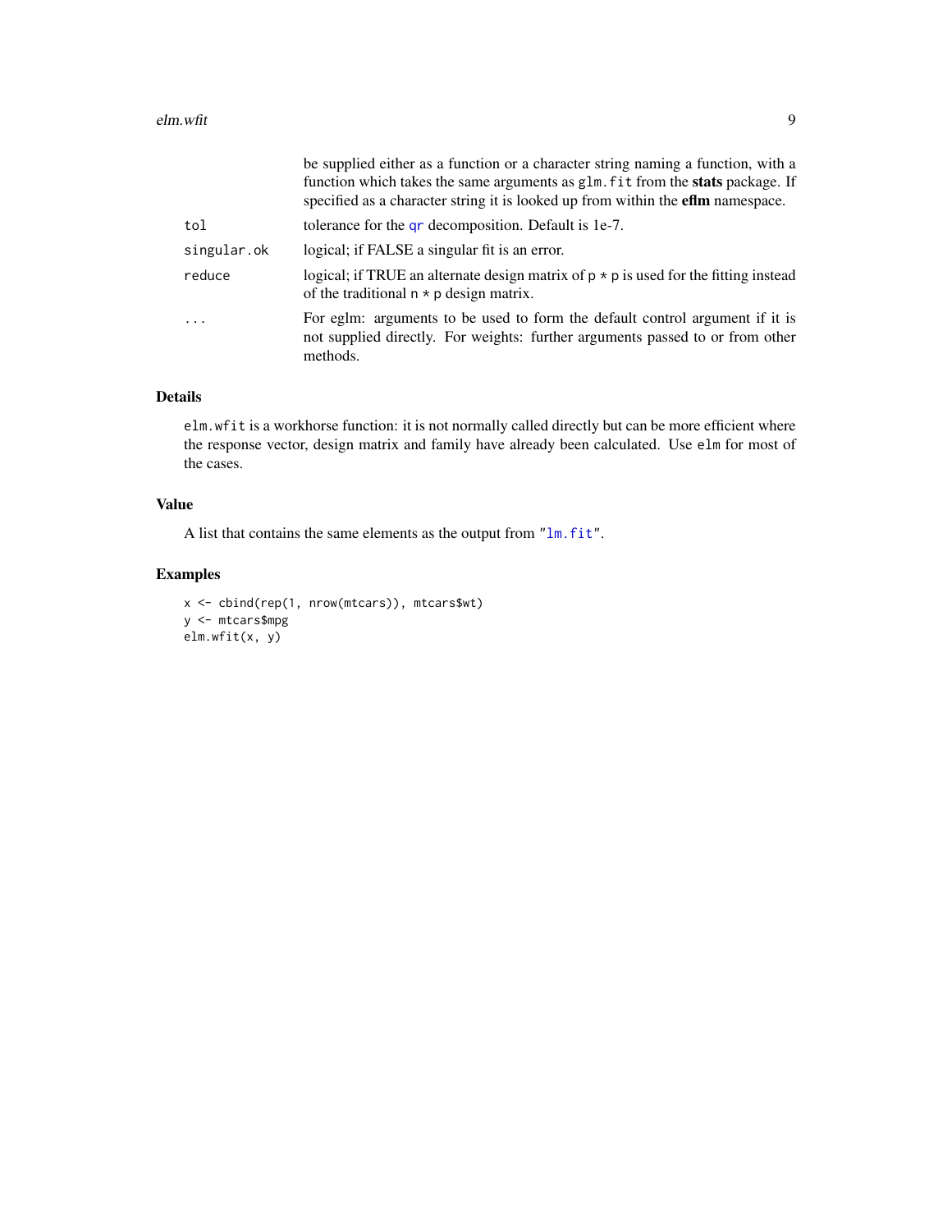| | |
|---|---|
| | be supplied either as a function or a character string naming a function, with a function which takes the same arguments as `glm.fit` from the **stats** package. If specified as a character string it is looked up from within the **eflm** namespace. |
| `tol` | tolerance for the `qr` decomposition. Default is 1e-7. |
| `singular.ok` | logical; if FALSE a singular fit is an error. |
| `reduce` | logical; if TRUE an alternate design matrix of `p * p` is used for the fitting instead of the traditional `n * p` design matrix. |
| `...` | For eglm: arguments to be used to form the default control argument if it is not supplied directly. For weights: further arguments passed to or from other methods. |

## Details

`elm.wfit` is a workhorse function: it is not normally called directly but can be more efficient where the response vector, design matrix and family have already been calculated. Use `elm` for most of the cases.

## Value

A list that contains the same elements as the output from "`lm.fit`".

## Examples

```
x <- cbind(rep(1, nrow(mtcars)), mtcars$wt)
y <- mtcars$mpg
elm.wfit(x, y)
```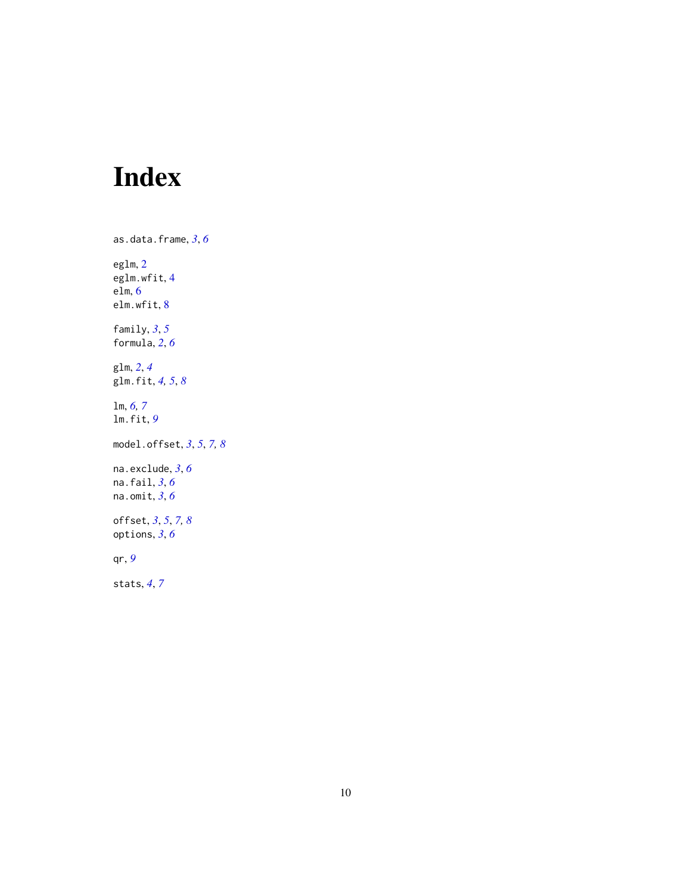# Index

as.data.frame, *3*, *6*

eglm, 2
eglm.wfit, 4
elm, 6
elm.wfit, 8

family, *3*, *5*
formula, *2*, *6*

glm, *2*, *4*
glm.fit, *4, 5*, *8*

lm, *6, 7*
lm.fit, *9*

model.offset, *3*, *5*, *7, 8*

na.exclude, *3*, *6*
na.fail, *3*, *6*
na.omit, *3*, *6*

offset, *3*, *5*, *7, 8*
options, *3*, *6*

qr, *9*

stats, *4*, *7*